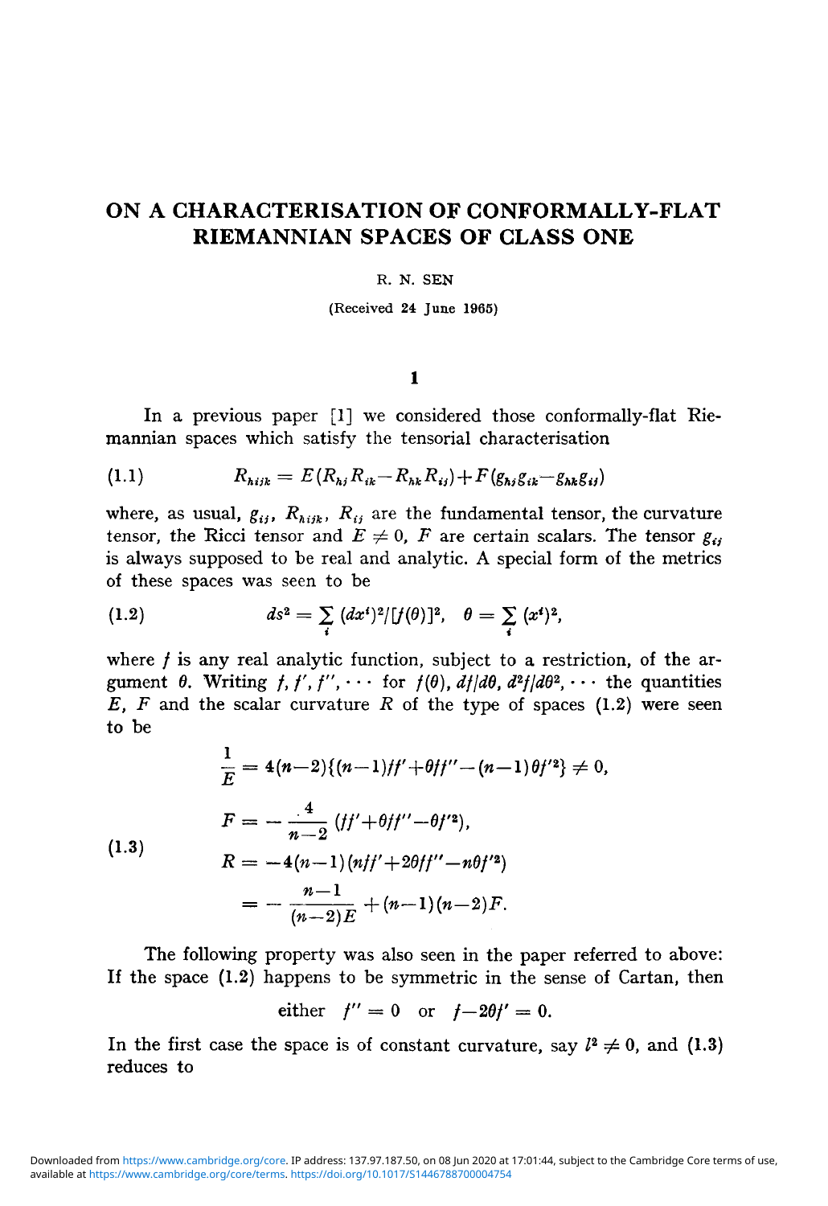# ON A CHARACTERISATION OF CONFORMALLY-FLAT RIEMANNIAN SPACES OF CLASS ONE

R. N. SEN

(Received 24 June 1965)

## 1

In a previous paper [1] we considered those conformally-flat Riemannian spaces which satisfy the tensorial characterisation

$$R_{hijk} = E(R_{hj}R_{ik} - R_{hk}R_{ij}) + F(g_{hj}g_{ik} - g_{hk}g_{ij}) \tag{1.1}$$

where, as usual, $g_{ij}$, $R_{hijk}$, $R_{ij}$ are the fundamental tensor, the curvature tensor, the Ricci tensor and $E \neq 0$, $F$ are certain scalars. The tensor $g_{ij}$ is always supposed to be real and analytic. A special form of the metrics of these spaces was seen to be

$$ds^2 = \sum_i (dx^i)^2/[f(\theta)]^2, \quad \theta = \sum_i (x^i)^2, \tag{1.2}$$

where $f$ is any real analytic function, subject to a restriction, of the argument $\theta$. Writing $f, f', f'', \cdots$ for $f(\theta)$, $df/d\theta$, $d^2f/d\theta^2, \cdots$ the quantities $E$, $F$ and the scalar curvature $R$ of the type of spaces (1.2) were seen to be

$$
\begin{aligned}
\frac{1}{E} &= 4(n-2)\{(n-1)ff' + \theta ff'' - (n-1)\theta f'^2\} \neq 0, \\
F &= -\frac{4}{n-2}(ff' + \theta ff'' - \theta f'^2), \\
R &= -4(n-1)(nff' + 2\theta ff'' - n\theta f'^2) \\
&= -\frac{n-1}{(n-2)E} + (n-1)(n-2)F.
\end{aligned} \tag{1.3}
$$

The following property was also seen in the paper referred to above: If the space (1.2) happens to be symmetric in the sense of Cartan, then

$$\text{either} \quad f'' = 0 \quad \text{or} \quad f - 2\theta f' = 0.$$

In the first case the space is of constant curvature, say $l^2 \neq 0$, and (1.3) reduces to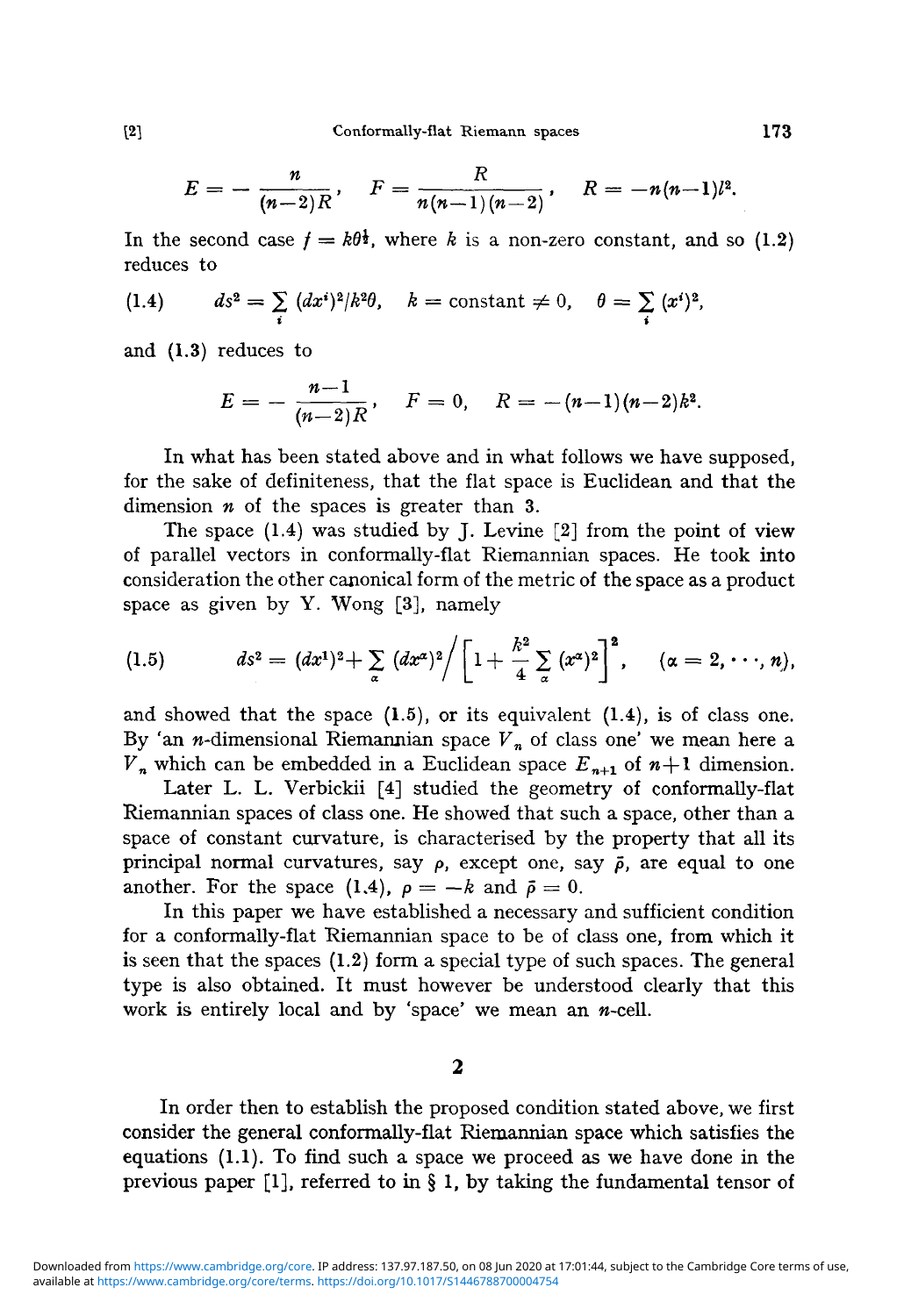$$E = -\frac{n}{(n-2)R}, \quad F = \frac{R}{n(n-1)(n-2)}, \quad R = -n(n-1)l^2.$$

In the second case $f = k\theta^{\frac{1}{2}}$, where $k$ is a non-zero constant, and so (1.2) reduces to

$$(1.4) \qquad ds^2 = \sum_i (dx^i)^2/k^2\theta, \quad k = \text{constant} \neq 0, \quad \theta = \sum_i (x^i)^2,$$

and (1.3) reduces to

$$E = -\frac{n-1}{(n-2)R}, \quad F = 0, \quad R = -(n-1)(n-2)k^2.$$

In what has been stated above and in what follows we have supposed, for the sake of definiteness, that the flat space is Euclidean and that the dimension $n$ of the spaces is greater than 3.

The space (1.4) was studied by J. Levine [2] from the point of view of parallel vectors in conformally-flat Riemannian spaces. He took into consideration the other canonical form of the metric of the space as a product space as given by Y. Wong [3], namely

$$(1.5) \qquad ds^2 = (dx^1)^2 + \sum_\alpha (dx^\alpha)^2 \Big/ \left[1 + \frac{k^2}{4}\sum_\alpha (x^\alpha)^2\right]^2, \quad (\alpha = 2, \cdots, n),$$

and showed that the space (1.5), or its equivalent (1.4), is of class one. By 'an $n$-dimensional Riemannian space $V_n$ of class one' we mean here a $V_n$ which can be embedded in a Euclidean space $E_{n+1}$ of $n+1$ dimension.

Later L. L. Verbickii [4] studied the geometry of conformally-flat Riemannian spaces of class one. He showed that such a space, other than a space of constant curvature, is characterised by the property that all its principal normal curvatures, say $\rho$, except one, say $\bar{\rho}$, are equal to one another. For the space (1.4), $\rho = -k$ and $\bar{\rho} = 0$.

In this paper we have established a necessary and sufficient condition for a conformally-flat Riemannian space to be of class one, from which it is seen that the spaces (1.2) form a special type of such spaces. The general type is also obtained. It must however be understood clearly that this work is entirely local and by 'space' we mean an $n$-cell.

## 2

In order then to establish the proposed condition stated above, we first consider the general conformally-flat Riemannian space which satisfies the equations (1.1). To find such a space we proceed as we have done in the previous paper [1], referred to in § 1, by taking the fundamental tensor of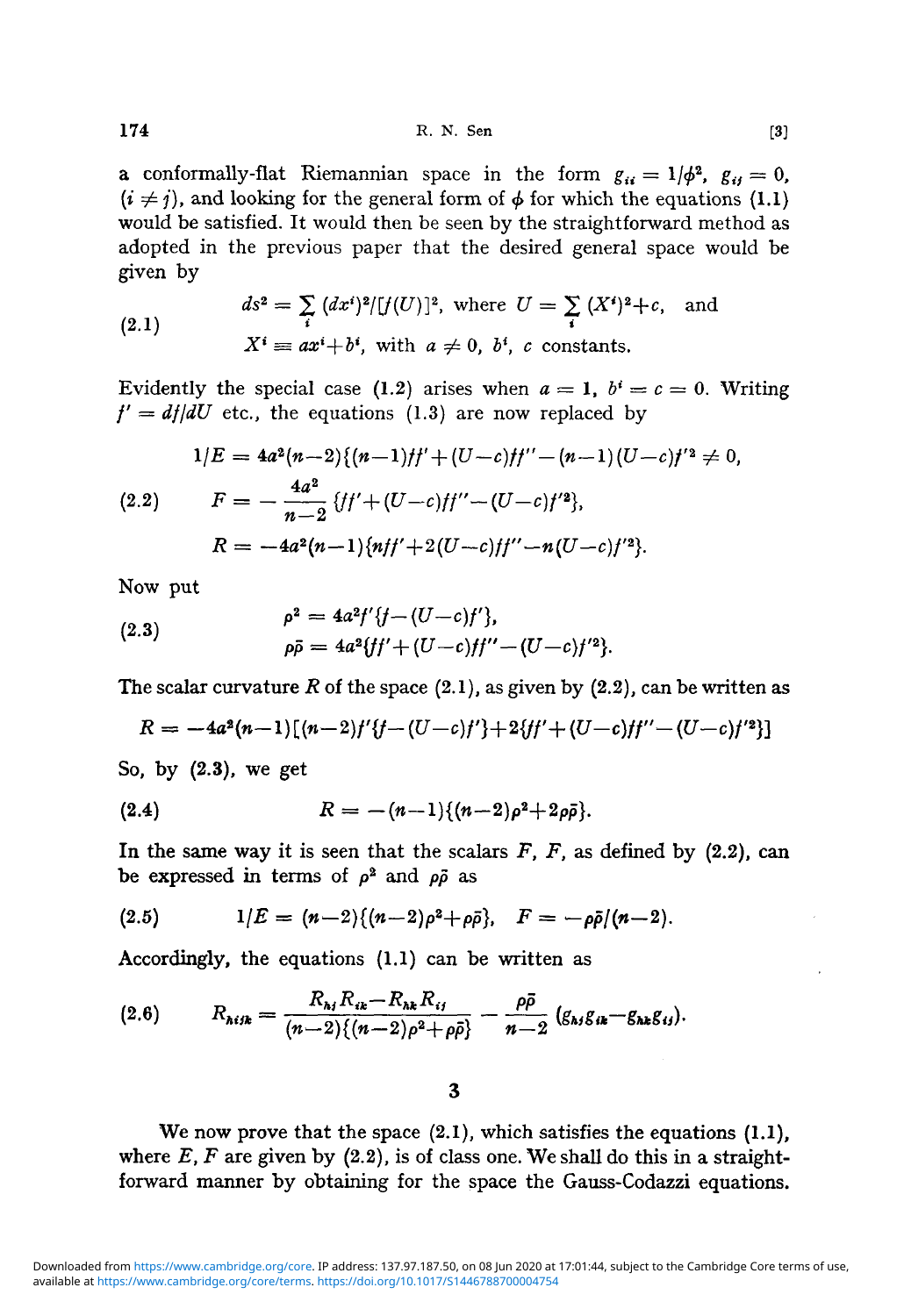a conformally-flat Riemannian space in the form $g_{ii} = 1/\phi^2$, $g_{ij} = 0$, $(i \neq j)$, and looking for the general form of $\phi$ for which the equations (1.1) would be satisfied. It would then be seen by the straightforward method as adopted in the previous paper that the desired general space would be given by

$$
\begin{aligned}
&ds^2 = \sum_i (dx^i)^2/[f(U)]^2, \text{ where } U = \sum_i (X^i)^2 + c, \text{ and} \\
&X^i \equiv ax^i + b^i, \text{ with } a \neq 0,\ b^i,\ c \text{ constants.}
\end{aligned}
\tag{2.1}
$$

Evidently the special case (1.2) arises when $a = 1$, $b^i = c = 0$. Writing $f' = df/dU$ etc., the equations (1.3) are now replaced by

$$
\begin{aligned}
1/E &= 4a^2(n-2)\{(n-1)ff' + (U-c)ff'' - (n-1)(U-c)f'^2 \neq 0, \\
F &= -\frac{4a^2}{n-2}\{ff' + (U-c)ff'' - (U-c)f'^2\}, \\
R &= -4a^2(n-1)\{nff' + 2(U-c)ff'' - n(U-c)f'^2\}.
\end{aligned}
\tag{2.2}
$$

Now put

$$
\begin{aligned}
\rho^2 &= 4a^2 f'\{f - (U-c)f'\}, \\
\rho\bar{\rho} &= 4a^2\{ff' + (U-c)ff'' - (U-c)f'^2\}.
\end{aligned}
\tag{2.3}
$$

The scalar curvature $R$ of the space (2.1), as given by (2.2), can be written as

$$
R = -4a^2(n-1)[(n-2)f'\{f - (U-c)f'\} + 2\{ff' + (U-c)ff'' - (U-c)f'^2\}]
$$

So, by (2.3), we get

$$
R = -(n-1)\{(n-2)\rho^2 + 2\rho\bar{\rho}\}.
\tag{2.4}
$$

In the same way it is seen that the scalars $F$, $F$, as defined by (2.2), can be expressed in terms of $\rho^2$ and $\rho\bar{\rho}$ as

$$
1/E = (n-2)\{(n-2)\rho^2 + \rho\bar{\rho}\}, \quad F = -\rho\bar{\rho}/(n-2).
\tag{2.5}
$$

Accordingly, the equations (1.1) can be written as

$$
R_{hijk} = \frac{R_{hj}R_{ik} - R_{hk}R_{ij}}{(n-2)\{(n-2)\rho^2 + \rho\bar{\rho}\}} - \frac{\rho\bar{\rho}}{n-2}(g_{hj}g_{ik} - g_{hk}g_{ij}).
\tag{2.6}
$$

## 3

We now prove that the space (2.1), which satisfies the equations (1.1), where $E$, $F$ are given by (2.2), is of class one. We shall do this in a straightforward manner by obtaining for the space the Gauss-Codazzi equations.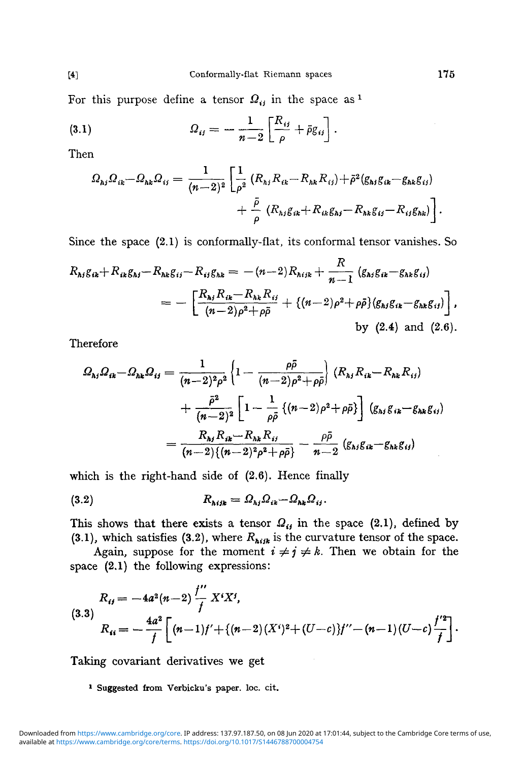For this purpose define a tensor $\Omega_{ij}$ in the space as [1]

$$\Omega_{ij} = -\frac{1}{n-2}\left[\frac{R_{ij}}{\rho} + \bar{\rho} g_{ij}\right]. \tag{3.1}$$

Then

$$\Omega_{hj}\Omega_{ik} - \Omega_{hk}\Omega_{ij} = \frac{1}{(n-2)^2}\left[\frac{1}{\rho^2}(R_{hj}R_{ik} - R_{hk}R_{ij}) + \bar{\rho}^2(g_{hj}g_{ik} - g_{hk}g_{ij}) + \frac{\bar{\rho}}{\rho}(R_{hj}g_{ik} + R_{ik}g_{hj} - R_{hk}g_{ij} - R_{ij}g_{hk})\right].$$

Since the space (2.1) is conformally-flat, its conformal tensor vanishes. So

$$\begin{aligned} R_{hj}g_{ik} + R_{ik}g_{hj} - R_{hk}g_{ij} - R_{ij}g_{hk} &= -(n-2)R_{hijk} + \frac{R}{n-1}(g_{hj}g_{ik} - g_{hk}g_{ij}) \\ &= -\left[\frac{R_{hj}R_{ik} - R_{hk}R_{ij}}{(n-2)\rho^2 + \rho\bar{\rho}} + \{(n-2)\rho^2 + \rho\bar{\rho}\}(g_{hj}g_{ik} - g_{hk}g_{ij})\right], \end{aligned}$$

by (2.4) and (2.6).

Therefore

$$\begin{aligned} \Omega_{hj}\Omega_{ik} - \Omega_{hk}\Omega_{ij} &= \frac{1}{(n-2)^2\rho^2}\left\{1 - \frac{\rho\bar{\rho}}{(n-2)\rho^2 + \rho\bar{\rho}}\right\}(R_{hj}R_{ik} - R_{hk}R_{ij}) \\ &\quad + \frac{\bar{\rho}^2}{(n-2)^2}\left[1 - \frac{1}{\rho\bar{\rho}}\{(n-2)\rho^2 + \rho\bar{\rho}\}\right](g_{hj}g_{ik} - g_{hk}g_{ij}) \\ &= \frac{R_{hj}R_{ik} - R_{hk}R_{ij}}{(n-2)\{(n-2)^2\rho^2 + \rho\bar{\rho}\}} - \frac{\rho\bar{\rho}}{n-2}(g_{hj}g_{ik} - g_{hk}g_{ij}) \end{aligned}$$

which is the right-hand side of (2.6). Hence finally

$$R_{hijk} = \Omega_{hj}\Omega_{ik} - \Omega_{hk}\Omega_{ij}. \tag{3.2}$$

This shows that there exists a tensor $\Omega_{ij}$ in the space (2.1), defined by (3.1), which satisfies (3.2), where $R_{hijk}$ is the curvature tensor of the space.

Again, suppose for the moment $i \neq j \neq k$. Then we obtain for the space (2.1) the following expressions:

$$\begin{aligned} R_{ij} &= -4a^2(n-2)\frac{f''}{f}X^iX^j, \\ R_{ii} &= -\frac{4a^2}{f}\left[(n-1)f' + \{(n-2)(X^i)^2 + (U-c)\}f'' - (n-1)(U-c)\frac{f'^2}{f}\right]. \end{aligned} \tag{3.3}$$

Taking covariant derivatives we get

[1] Suggested from Verbicku's paper. loc. cit.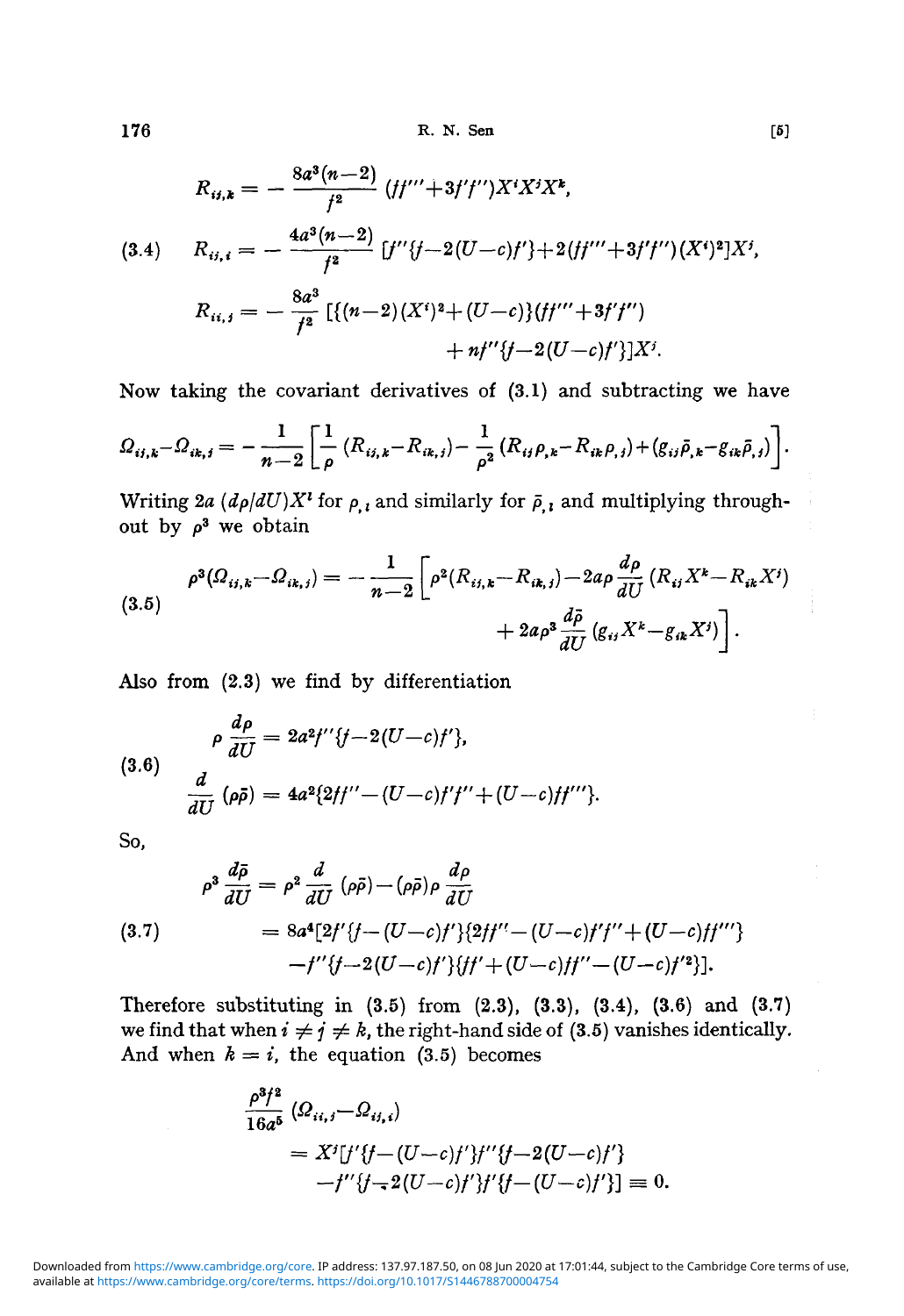$$R_{ij,k} = -\frac{8a^3(n-2)}{f^2}(ff'''+3f'f'')X^iX^jX^k,$$

$$(3.4)\qquad R_{ij,i} = -\frac{4a^3(n-2)}{f^2}[f''\{f-2(U-c)f'\}+2(ff'''+3f'f'')(X^i)^2]X^j,$$

$$R_{ii,j} = -\frac{8a^3}{f^2}[\{(n-2)(X^i)^2+(U-c)\}(ff'''+3f'f'') + nf''\{f-2(U-c)f'\}]X^j.$$

Now taking the covariant derivatives of (3.1) and subtracting we have

$$\Omega_{ij,k}-\Omega_{ik,j} = -\frac{1}{n-2}\left[\frac{1}{\rho}(R_{ij,k}-R_{ik,j})-\frac{1}{\rho^2}(R_{ij}\rho_{,k}-R_{ik}\rho_{,j})+(g_{ij}\bar{\rho}_{,k}-g_{ik}\bar{\rho}_{,j})\right].$$

Writing $2a\,(d\rho/dU)X^l$ for $\rho_{,l}$ and similarly for $\bar{\rho}_{,l}$ and multiplying throughout by $\rho^3$ we obtain

$$(3.5)\qquad \rho^3(\Omega_{ij,k}-\Omega_{ik,j}) = -\frac{1}{n-2}\left[\rho^2(R_{ij,k}-R_{ik,j})-2a\rho\frac{d\rho}{dU}(R_{ij}X^k-R_{ik}X^j) + 2a\rho^3\frac{d\bar{\rho}}{dU}(g_{ij}X^k-g_{ik}X^j)\right].$$

Also from (2.3) we find by differentiation

$$(3.6)\qquad \rho\frac{d\rho}{dU} = 2a^2f''\{f-2(U-c)f'\},\qquad \frac{d}{dU}(\rho\bar{\rho}) = 4a^2\{2ff''-(U-c)f'f''+(U-c)ff'''\}.$$

So,

$$(3.7)\qquad \begin{aligned}\rho^3\frac{d\bar{\rho}}{dU} &= \rho^2\frac{d}{dU}(\rho\bar{\rho})-(\rho\bar{\rho})\rho\frac{d\rho}{dU}\\ &= 8a^4[2f'\{f-(U-c)f'\}\{2ff''-(U-c)f'f''+(U-c)ff'''\}\\ &\quad -f''\{f-2(U-c)f'\}\{ff'+(U-c)ff''-(U-c)f'^2\}].\end{aligned}$$

Therefore substituting in (3.5) from (2.3), (3.3), (3.4), (3.6) and (3.7) we find that when $i\neq j\neq k$, the right-hand side of (3.5) vanishes identically. And when $k=i$, the equation (3.5) becomes

$$\begin{aligned}\frac{\rho^3f^2}{16a^5}(\Omega_{ii,j}-\Omega_{ij,i}) &= X^j[f'\{f-(U-c)f'\}f''\{f-2(U-c)f'\}\\ &\quad -f''\{f-2(U-c)f'\}f'\{f-(U-c)f'\}]\equiv 0.\end{aligned}$$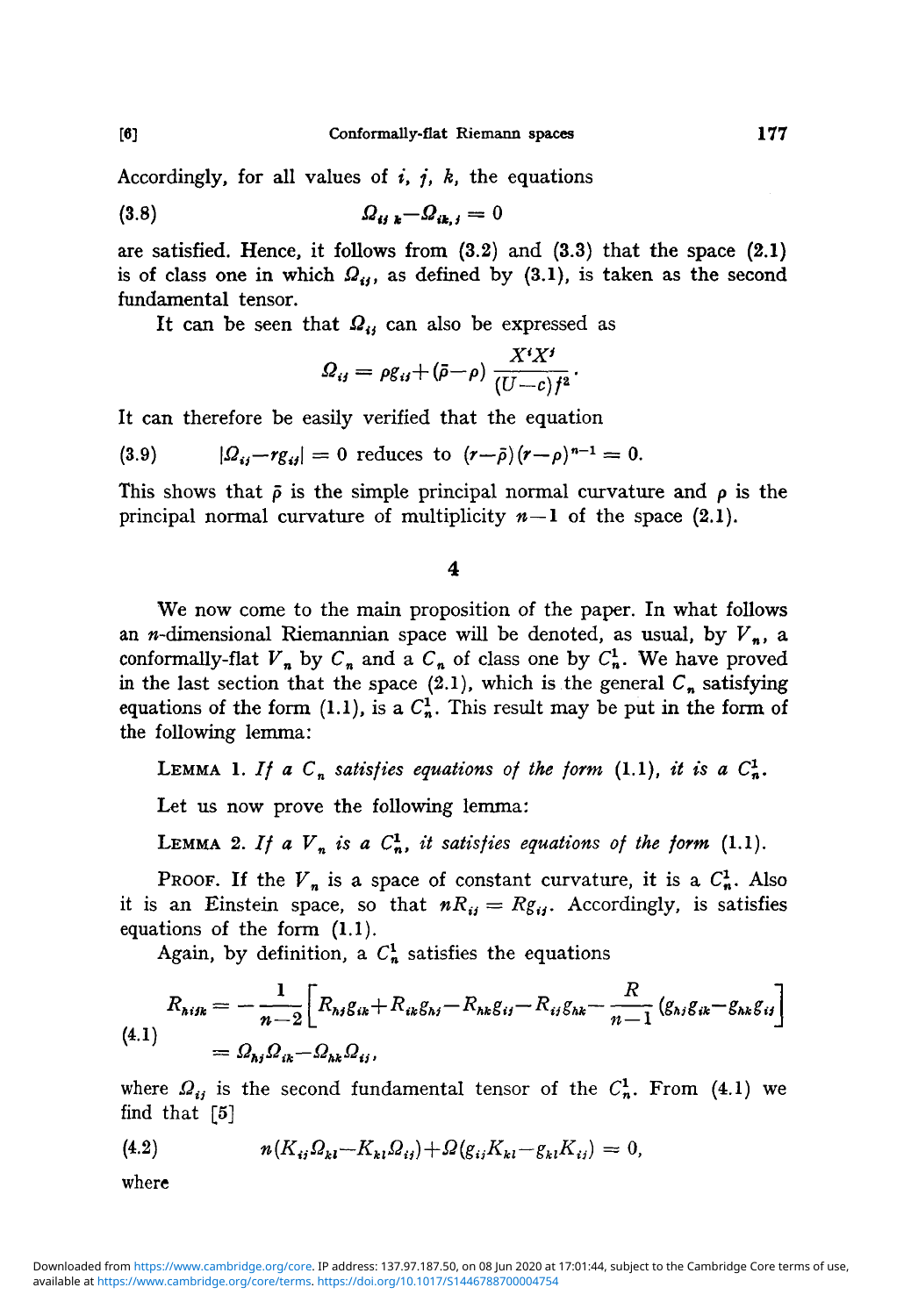Accordingly, for all values of $i$, $j$, $k$, the equations

$$\Omega_{ij,k} - \Omega_{ik,j} = 0 \tag{3.8}$$

are satisfied. Hence, it follows from (3.2) and (3.3) that the space (2.1) is of class one in which $\Omega_{ij}$, as defined by (3.1), is taken as the second fundamental tensor.

It can be seen that $\Omega_{ij}$ can also be expressed as

$$\Omega_{ij} = \rho g_{ij} + (\bar{\rho} - \rho) \frac{X^i X^j}{(U-c) f^2}.$$

It can therefore be easily verified that the equation

$$|\Omega_{ij} - r g_{ij}| = 0 \text{ reduces to } (r - \bar{\rho})(r - \rho)^{n-1} = 0. \tag{3.9}$$

This shows that $\bar{\rho}$ is the simple principal normal curvature and $\rho$ is the principal normal curvature of multiplicity $n-1$ of the space (2.1).

## 4

We now come to the main proposition of the paper. In what follows an $n$-dimensional Riemannian space will be denoted, as usual, by $V_n$, a conformally-flat $V_n$ by $C_n$ and a $C_n$ of class one by $C_n^1$. We have proved in the last section that the space (2.1), which is the general $C_n$ satisfying equations of the form (1.1), is a $C_n^1$. This result may be put in the form of the following lemma:

LEMMA 1. *If a $C_n$ satisfies equations of the form* (1.1), *it is a $C_n^1$.*

Let us now prove the following lemma:

LEMMA 2. *If a $V_n$ is a $C_n^1$, it satisfies equations of the form* (1.1).

PROOF. If the $V_n$ is a space of constant curvature, it is a $C_n^1$. Also it is an Einstein space, so that $nR_{ij} = Rg_{ij}$. Accordingly, is satisfies equations of the form (1.1).

Again, by definition, a $C_n^1$ satisfies the equations

$$\begin{aligned} R_{hijk} &= -\frac{1}{n-2}\left[R_{hj}g_{ik} + R_{ik}g_{hj} - R_{hk}g_{ij} - R_{ij}g_{hk} - \frac{R}{n-1}(g_{hj}g_{ik} - g_{hk}g_{ij})\right] \\ &= \Omega_{hj}\Omega_{ik} - \Omega_{hk}\Omega_{ij}, \end{aligned} \tag{4.1}$$

where $\Omega_{ij}$ is the second fundamental tensor of the $C_n^1$. From (4.1) we find that [5]

$$n(K_{ij}\Omega_{kl} - K_{kl}\Omega_{ij}) + \Omega(g_{ij}K_{kl} - g_{kl}K_{ij}) = 0, \tag{4.2}$$

where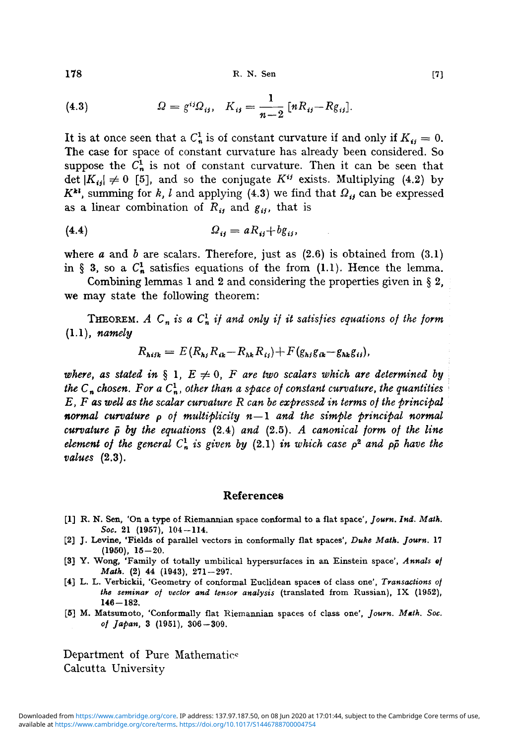$$(4.3) \qquad \Omega = g^{ij}\Omega_{ij}, \quad K_{ij} = \frac{1}{n-2}[nR_{ij} - Rg_{ij}].$$

It is at once seen that a $C_n^1$ is of constant curvature if and only if $K_{ij} = 0$. The case for space of constant curvature has already been considered. So suppose the $C_n^1$ is not of constant curvature. Then it can be seen that det $|K_{ij}| \neq 0$ [5], and so the conjugate $K^{ij}$ exists. Multiplying (4.2) by $K^{kl}$, summing for $k$, $l$ and applying (4.3) we find that $\Omega_{ij}$ can be expressed as a linear combination of $R_{ij}$ and $g_{ij}$, that is

$$(4.4) \qquad \Omega_{ij} = aR_{ij} + bg_{ij},$$

where $a$ and $b$ are scalars. Therefore, just as (2.6) is obtained from (3.1) in § 3, so a $C_n^1$ satisfies equations of the from (1.1). Hence the lemma.

Combining lemmas 1 and 2 and considering the properties given in § 2, we may state the following theorem:

THEOREM. *A $C_n$ is a $C_n^1$ if and only if it satisfies equations of the form* (1.1), *namely*

$$R_{hijk} = E(R_{hj}R_{ik} - R_{hk}R_{ij}) + F(g_{hj}g_{ik} - g_{hk}g_{ij}),$$

*where, as stated in* § 1, $E \neq 0$, $F$ *are two scalars which are determined by the $C_n$ chosen. For a $C_n^1$, other than a space of constant curvature, the quantities $E$, $F$ as well as the scalar curvature $R$ can be expressed in terms of the principal normal curvature $\rho$ of multiplicity $n-1$ and the simple principal normal curvature $\bar{\rho}$ by the equations* (2.4) *and* (2.5). *A canonical form of the line element of the general $C_n^1$ is given by* (2.1) *in which case $\rho^2$ and $\rho\bar{\rho}$ have the values* (2.3).

## References

[1] R. N. Sen, 'On a type of Riemannian space conformal to a flat space', *Journ. Ind. Math. Soc.* 21 (1957), 104–114.

[2] J. Levine, 'Fields of parallel vectors in conformally flat spaces', *Duke Math. Journ.* 17 (1950), 15–20.

[3] Y. Wong, 'Family of totally umbilical hypersurfaces in an Einstein space', *Annals of Math.* (2) 44 (1943), 271–297.

[4] L. L. Verbickii, 'Geometry of conformal Euclidean spaces of class one', *Transactions of the seminar of vector and tensor analysis* (translated from Russian), IX (1952), 146–182.

[5] M. Matsumoto, 'Conformally flat Riemannian spaces of class one', *Journ. Math. Soc. of Japan*, 3 (1951), 306–309.

Department of Pure Mathematics
Calcutta University